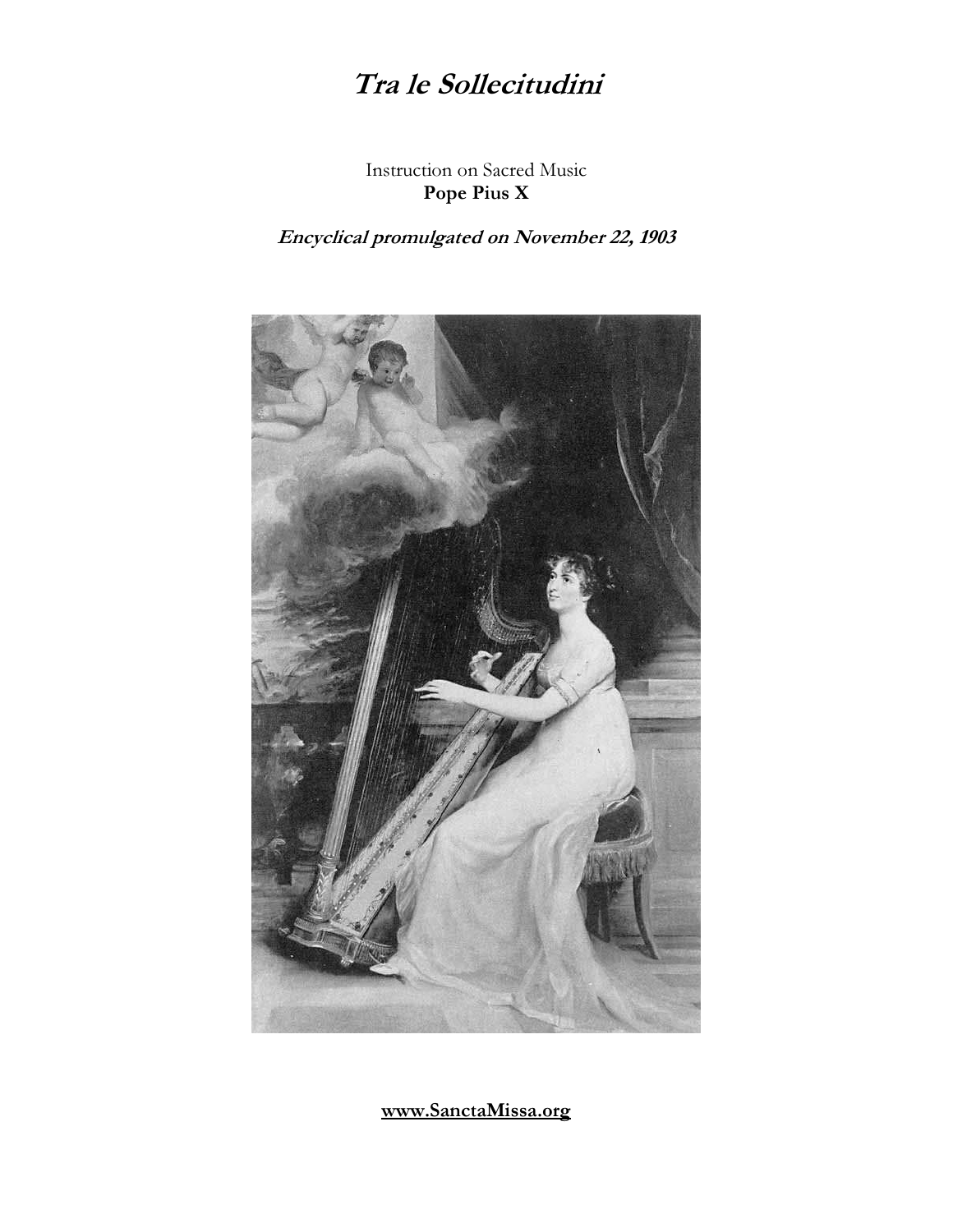# *Tra le Sollecitudini*

Instruction on Sacred Music
**Pope Pius X**

***Encyclical promulgated on November 22, 1903***

**www.SanctaMissa.org**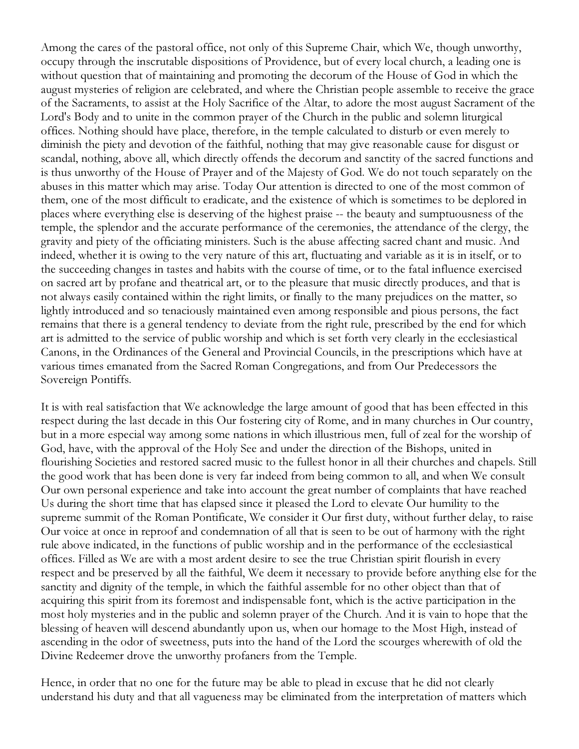Among the cares of the pastoral office, not only of this Supreme Chair, which We, though unworthy, occupy through the inscrutable dispositions of Providence, but of every local church, a leading one is without question that of maintaining and promoting the decorum of the House of God in which the august mysteries of religion are celebrated, and where the Christian people assemble to receive the grace of the Sacraments, to assist at the Holy Sacrifice of the Altar, to adore the most august Sacrament of the Lord's Body and to unite in the common prayer of the Church in the public and solemn liturgical offices. Nothing should have place, therefore, in the temple calculated to disturb or even merely to diminish the piety and devotion of the faithful, nothing that may give reasonable cause for disgust or scandal, nothing, above all, which directly offends the decorum and sanctity of the sacred functions and is thus unworthy of the House of Prayer and of the Majesty of God. We do not touch separately on the abuses in this matter which may arise. Today Our attention is directed to one of the most common of them, one of the most difficult to eradicate, and the existence of which is sometimes to be deplored in places where everything else is deserving of the highest praise -- the beauty and sumptuousness of the temple, the splendor and the accurate performance of the ceremonies, the attendance of the clergy, the gravity and piety of the officiating ministers. Such is the abuse affecting sacred chant and music. And indeed, whether it is owing to the very nature of this art, fluctuating and variable as it is in itself, or to the succeeding changes in tastes and habits with the course of time, or to the fatal influence exercised on sacred art by profane and theatrical art, or to the pleasure that music directly produces, and that is not always easily contained within the right limits, or finally to the many prejudices on the matter, so lightly introduced and so tenaciously maintained even among responsible and pious persons, the fact remains that there is a general tendency to deviate from the right rule, prescribed by the end for which art is admitted to the service of public worship and which is set forth very clearly in the ecclesiastical Canons, in the Ordinances of the General and Provincial Councils, in the prescriptions which have at various times emanated from the Sacred Roman Congregations, and from Our Predecessors the Sovereign Pontiffs.

It is with real satisfaction that We acknowledge the large amount of good that has been effected in this respect during the last decade in this Our fostering city of Rome, and in many churches in Our country, but in a more especial way among some nations in which illustrious men, full of zeal for the worship of God, have, with the approval of the Holy See and under the direction of the Bishops, united in flourishing Societies and restored sacred music to the fullest honor in all their churches and chapels. Still the good work that has been done is very far indeed from being common to all, and when We consult Our own personal experience and take into account the great number of complaints that have reached Us during the short time that has elapsed since it pleased the Lord to elevate Our humility to the supreme summit of the Roman Pontificate, We consider it Our first duty, without further delay, to raise Our voice at once in reproof and condemnation of all that is seen to be out of harmony with the right rule above indicated, in the functions of public worship and in the performance of the ecclesiastical offices. Filled as We are with a most ardent desire to see the true Christian spirit flourish in every respect and be preserved by all the faithful, We deem it necessary to provide before anything else for the sanctity and dignity of the temple, in which the faithful assemble for no other object than that of acquiring this spirit from its foremost and indispensable font, which is the active participation in the most holy mysteries and in the public and solemn prayer of the Church. And it is vain to hope that the blessing of heaven will descend abundantly upon us, when our homage to the Most High, instead of ascending in the odor of sweetness, puts into the hand of the Lord the scourges wherewith of old the Divine Redeemer drove the unworthy profaners from the Temple.

Hence, in order that no one for the future may be able to plead in excuse that he did not clearly understand his duty and that all vagueness may be eliminated from the interpretation of matters which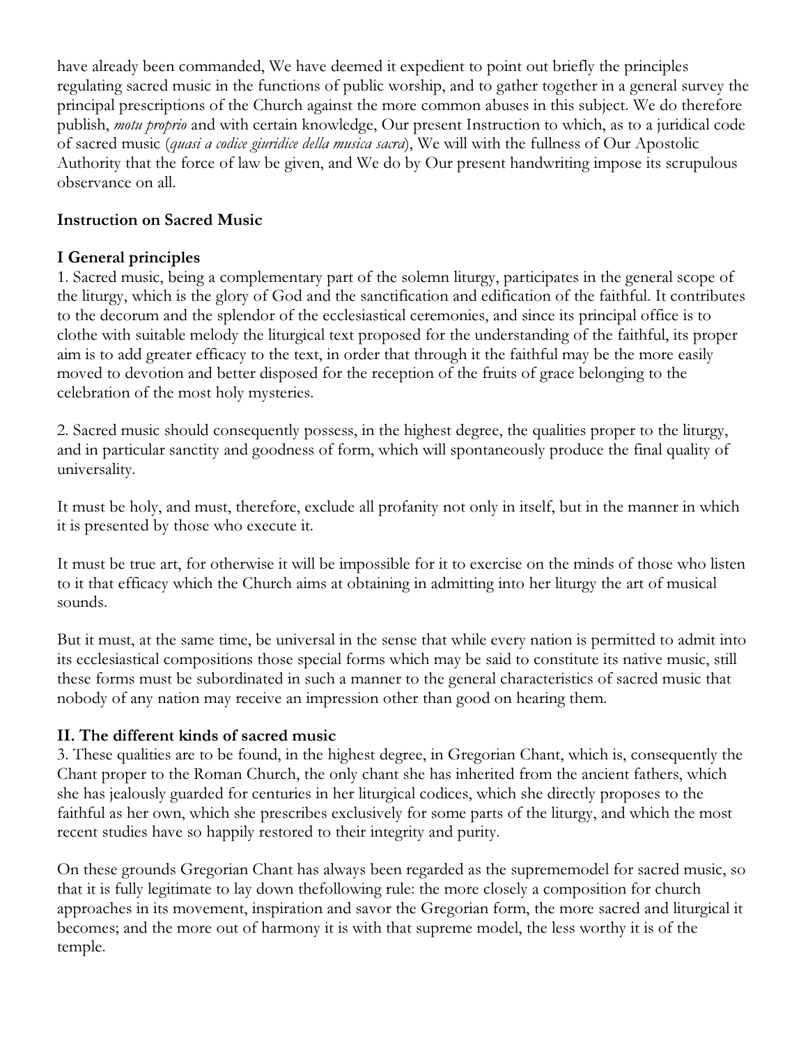have already been commanded, We have deemed it expedient to point out briefly the principles regulating sacred music in the functions of public worship, and to gather together in a general survey the principal prescriptions of the Church against the more common abuses in this subject. We do therefore publish, *motu proprio* and with certain knowledge, Our present Instruction to which, as to a juridical code of sacred music (*quasi a codice giuridice della musica sacra*), We will with the fullness of Our Apostolic Authority that the force of law be given, and We do by Our present handwriting impose its scrupulous observance on all.

**Instruction on Sacred Music**

## I General principles

1. Sacred music, being a complementary part of the solemn liturgy, participates in the general scope of the liturgy, which is the glory of God and the sanctification and edification of the faithful. It contributes to the decorum and the splendor of the ecclesiastical ceremonies, and since its principal office is to clothe with suitable melody the liturgical text proposed for the understanding of the faithful, its proper aim is to add greater efficacy to the text, in order that through it the faithful may be the more easily moved to devotion and better disposed for the reception of the fruits of grace belonging to the celebration of the most holy mysteries.

2. Sacred music should consequently possess, in the highest degree, the qualities proper to the liturgy, and in particular sanctity and goodness of form, which will spontaneously produce the final quality of universality.

It must be holy, and must, therefore, exclude all profanity not only in itself, but in the manner in which it is presented by those who execute it.

It must be true art, for otherwise it will be impossible for it to exercise on the minds of those who listen to it that efficacy which the Church aims at obtaining in admitting into her liturgy the art of musical sounds.

But it must, at the same time, be universal in the sense that while every nation is permitted to admit into its ecclesiastical compositions those special forms which may be said to constitute its native music, still these forms must be subordinated in such a manner to the general characteristics of sacred music that nobody of any nation may receive an impression other than good on hearing them.

## II. The different kinds of sacred music

3. These qualities are to be found, in the highest degree, in Gregorian Chant, which is, consequently the Chant proper to the Roman Church, the only chant she has inherited from the ancient fathers, which she has jealously guarded for centuries in her liturgical codices, which she directly proposes to the faithful as her own, which she prescribes exclusively for some parts of the liturgy, and which the most recent studies have so happily restored to their integrity and purity.

On these grounds Gregorian Chant has always been regarded as the suprememodel for sacred music, so that it is fully legitimate to lay down thefollowing rule: the more closely a composition for church approaches in its movement, inspiration and savor the Gregorian form, the more sacred and liturgical it becomes; and the more out of harmony it is with that supreme model, the less worthy it is of the temple.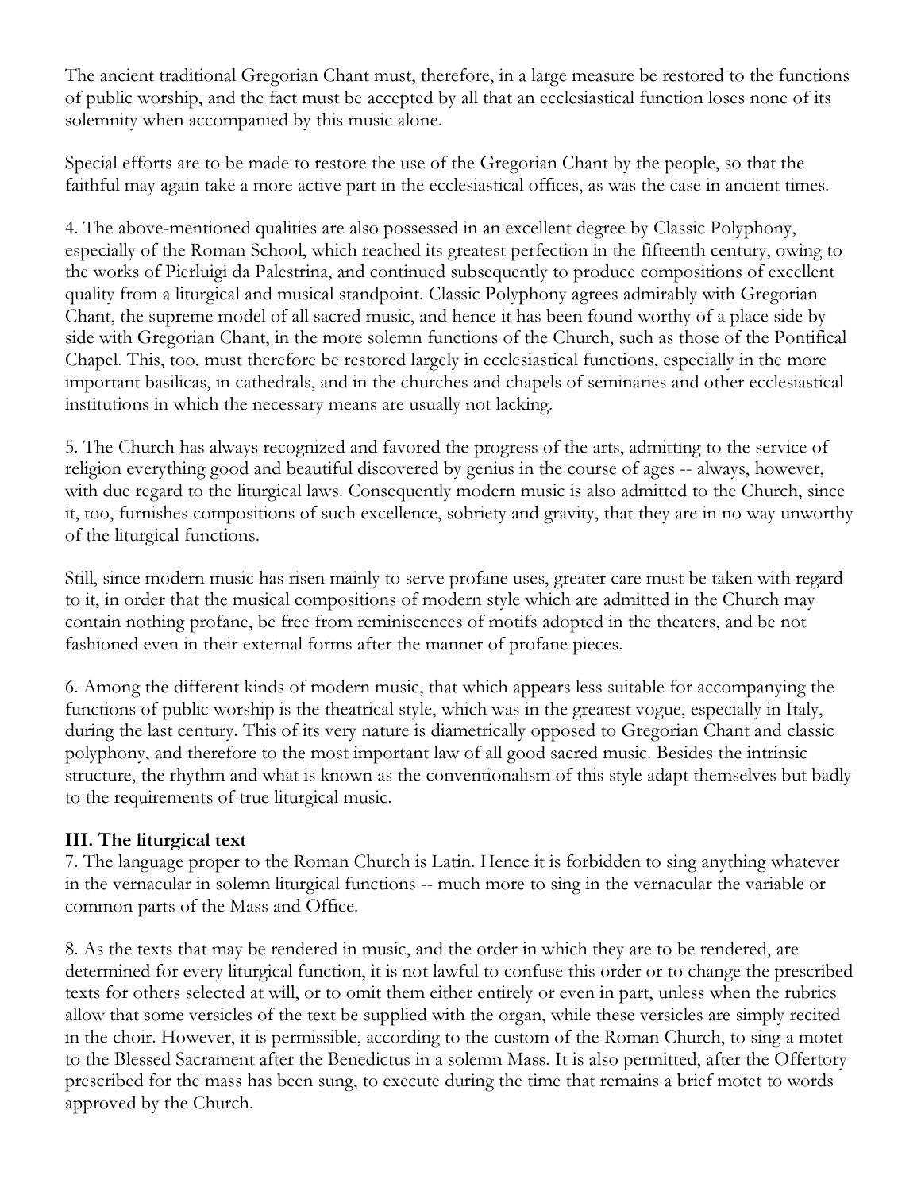The ancient traditional Gregorian Chant must, therefore, in a large measure be restored to the functions of public worship, and the fact must be accepted by all that an ecclesiastical function loses none of its solemnity when accompanied by this music alone.

Special efforts are to be made to restore the use of the Gregorian Chant by the people, so that the faithful may again take a more active part in the ecclesiastical offices, as was the case in ancient times.

4. The above-mentioned qualities are also possessed in an excellent degree by Classic Polyphony, especially of the Roman School, which reached its greatest perfection in the fifteenth century, owing to the works of Pierluigi da Palestrina, and continued subsequently to produce compositions of excellent quality from a liturgical and musical standpoint. Classic Polyphony agrees admirably with Gregorian Chant, the supreme model of all sacred music, and hence it has been found worthy of a place side by side with Gregorian Chant, in the more solemn functions of the Church, such as those of the Pontifical Chapel. This, too, must therefore be restored largely in ecclesiastical functions, especially in the more important basilicas, in cathedrals, and in the churches and chapels of seminaries and other ecclesiastical institutions in which the necessary means are usually not lacking.

5. The Church has always recognized and favored the progress of the arts, admitting to the service of religion everything good and beautiful discovered by genius in the course of ages -- always, however, with due regard to the liturgical laws. Consequently modern music is also admitted to the Church, since it, too, furnishes compositions of such excellence, sobriety and gravity, that they are in no way unworthy of the liturgical functions.

Still, since modern music has risen mainly to serve profane uses, greater care must be taken with regard to it, in order that the musical compositions of modern style which are admitted in the Church may contain nothing profane, be free from reminiscences of motifs adopted in the theaters, and be not fashioned even in their external forms after the manner of profane pieces.

6. Among the different kinds of modern music, that which appears less suitable for accompanying the functions of public worship is the theatrical style, which was in the greatest vogue, especially in Italy, during the last century. This of its very nature is diametrically opposed to Gregorian Chant and classic polyphony, and therefore to the most important law of all good sacred music. Besides the intrinsic structure, the rhythm and what is known as the conventionalism of this style adapt themselves but badly to the requirements of true liturgical music.

### III. The liturgical text

7. The language proper to the Roman Church is Latin. Hence it is forbidden to sing anything whatever in the vernacular in solemn liturgical functions -- much more to sing in the vernacular the variable or common parts of the Mass and Office.

8. As the texts that may be rendered in music, and the order in which they are to be rendered, are determined for every liturgical function, it is not lawful to confuse this order or to change the prescribed texts for others selected at will, or to omit them either entirely or even in part, unless when the rubrics allow that some versicles of the text be supplied with the organ, while these versicles are simply recited in the choir. However, it is permissible, according to the custom of the Roman Church, to sing a motet to the Blessed Sacrament after the Benedictus in a solemn Mass. It is also permitted, after the Offertory prescribed for the mass has been sung, to execute during the time that remains a brief motet to words approved by the Church.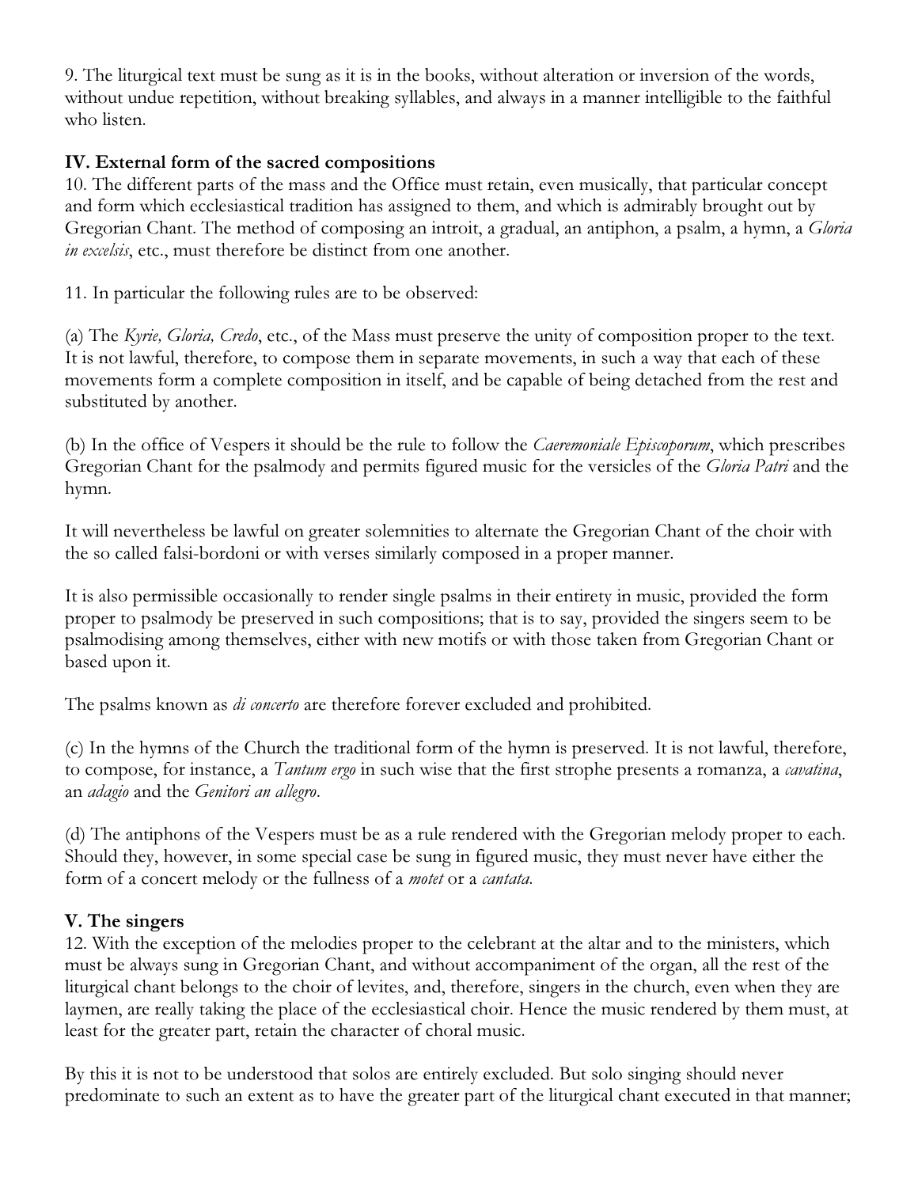9. The liturgical text must be sung as it is in the books, without alteration or inversion of the words, without undue repetition, without breaking syllables, and always in a manner intelligible to the faithful who listen.

## IV. External form of the sacred compositions

10. The different parts of the mass and the Office must retain, even musically, that particular concept and form which ecclesiastical tradition has assigned to them, and which is admirably brought out by Gregorian Chant. The method of composing an introit, a gradual, an antiphon, a psalm, a hymn, a *Gloria in excelsis*, etc., must therefore be distinct from one another.

11. In particular the following rules are to be observed:

(a) The *Kyrie, Gloria, Credo*, etc., of the Mass must preserve the unity of composition proper to the text. It is not lawful, therefore, to compose them in separate movements, in such a way that each of these movements form a complete composition in itself, and be capable of being detached from the rest and substituted by another.

(b) In the office of Vespers it should be the rule to follow the *Caeremoniale Episcoporum*, which prescribes Gregorian Chant for the psalmody and permits figured music for the versicles of the *Gloria Patri* and the hymn.

It will nevertheless be lawful on greater solemnities to alternate the Gregorian Chant of the choir with the so called falsi-bordoni or with verses similarly composed in a proper manner.

It is also permissible occasionally to render single psalms in their entirety in music, provided the form proper to psalmody be preserved in such compositions; that is to say, provided the singers seem to be psalmodising among themselves, either with new motifs or with those taken from Gregorian Chant or based upon it.

The psalms known as *di concerto* are therefore forever excluded and prohibited.

(c) In the hymns of the Church the traditional form of the hymn is preserved. It is not lawful, therefore, to compose, for instance, a *Tantum ergo* in such wise that the first strophe presents a romanza, a *cavatina*, an *adagio* and the *Genitori an allegro*.

(d) The antiphons of the Vespers must be as a rule rendered with the Gregorian melody proper to each. Should they, however, in some special case be sung in figured music, they must never have either the form of a concert melody or the fullness of a *motet* or a *cantata*.

## V. The singers

12. With the exception of the melodies proper to the celebrant at the altar and to the ministers, which must be always sung in Gregorian Chant, and without accompaniment of the organ, all the rest of the liturgical chant belongs to the choir of levites, and, therefore, singers in the church, even when they are laymen, are really taking the place of the ecclesiastical choir. Hence the music rendered by them must, at least for the greater part, retain the character of choral music.

By this it is not to be understood that solos are entirely excluded. But solo singing should never predominate to such an extent as to have the greater part of the liturgical chant executed in that manner;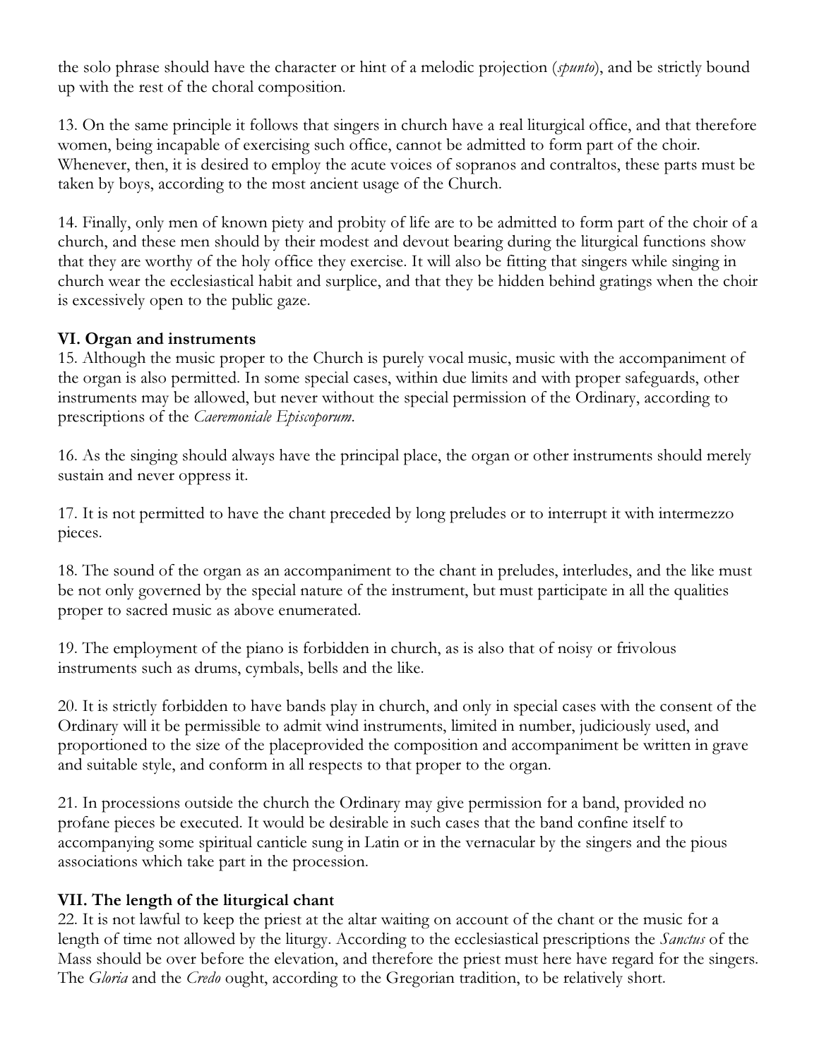the solo phrase should have the character or hint of a melodic projection (*spunto*), and be strictly bound up with the rest of the choral composition.

13. On the same principle it follows that singers in church have a real liturgical office, and that therefore women, being incapable of exercising such office, cannot be admitted to form part of the choir. Whenever, then, it is desired to employ the acute voices of sopranos and contraltos, these parts must be taken by boys, according to the most ancient usage of the Church.

14. Finally, only men of known piety and probity of life are to be admitted to form part of the choir of a church, and these men should by their modest and devout bearing during the liturgical functions show that they are worthy of the holy office they exercise. It will also be fitting that singers while singing in church wear the ecclesiastical habit and surplice, and that they be hidden behind gratings when the choir is excessively open to the public gaze.

### VI. Organ and instruments

15. Although the music proper to the Church is purely vocal music, music with the accompaniment of the organ is also permitted. In some special cases, within due limits and with proper safeguards, other instruments may be allowed, but never without the special permission of the Ordinary, according to prescriptions of the *Caeremoniale Episcoporum*.

16. As the singing should always have the principal place, the organ or other instruments should merely sustain and never oppress it.

17. It is not permitted to have the chant preceded by long preludes or to interrupt it with intermezzo pieces.

18. The sound of the organ as an accompaniment to the chant in preludes, interludes, and the like must be not only governed by the special nature of the instrument, but must participate in all the qualities proper to sacred music as above enumerated.

19. The employment of the piano is forbidden in church, as is also that of noisy or frivolous instruments such as drums, cymbals, bells and the like.

20. It is strictly forbidden to have bands play in church, and only in special cases with the consent of the Ordinary will it be permissible to admit wind instruments, limited in number, judiciously used, and proportioned to the size of the placeprovided the composition and accompaniment be written in grave and suitable style, and conform in all respects to that proper to the organ.

21. In processions outside the church the Ordinary may give permission for a band, provided no profane pieces be executed. It would be desirable in such cases that the band confine itself to accompanying some spiritual canticle sung in Latin or in the vernacular by the singers and the pious associations which take part in the procession.

### VII. The length of the liturgical chant

22. It is not lawful to keep the priest at the altar waiting on account of the chant or the music for a length of time not allowed by the liturgy. According to the ecclesiastical prescriptions the *Sanctus* of the Mass should be over before the elevation, and therefore the priest must here have regard for the singers. The *Gloria* and the *Credo* ought, according to the Gregorian tradition, to be relatively short.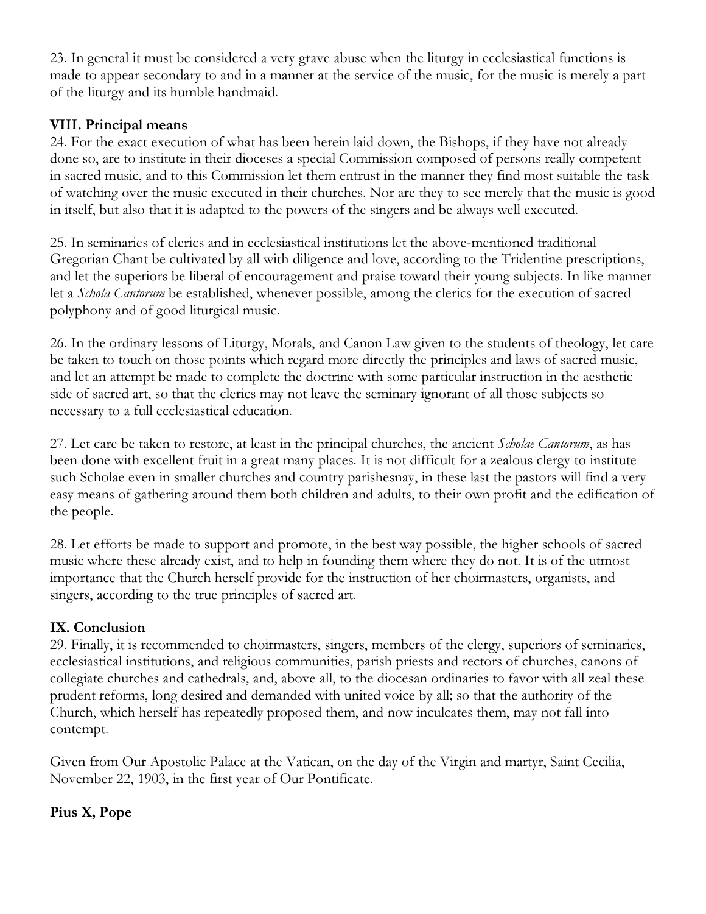23. In general it must be considered a very grave abuse when the liturgy in ecclesiastical functions is made to appear secondary to and in a manner at the service of the music, for the music is merely a part of the liturgy and its humble handmaid.

### VIII. Principal means

24. For the exact execution of what has been herein laid down, the Bishops, if they have not already done so, are to institute in their dioceses a special Commission composed of persons really competent in sacred music, and to this Commission let them entrust in the manner they find most suitable the task of watching over the music executed in their churches. Nor are they to see merely that the music is good in itself, but also that it is adapted to the powers of the singers and be always well executed.

25. In seminaries of clerics and in ecclesiastical institutions let the above-mentioned traditional Gregorian Chant be cultivated by all with diligence and love, according to the Tridentine prescriptions, and let the superiors be liberal of encouragement and praise toward their young subjects. In like manner let a *Schola Cantorum* be established, whenever possible, among the clerics for the execution of sacred polyphony and of good liturgical music.

26. In the ordinary lessons of Liturgy, Morals, and Canon Law given to the students of theology, let care be taken to touch on those points which regard more directly the principles and laws of sacred music, and let an attempt be made to complete the doctrine with some particular instruction in the aesthetic side of sacred art, so that the clerics may not leave the seminary ignorant of all those subjects so necessary to a full ecclesiastical education.

27. Let care be taken to restore, at least in the principal churches, the ancient *Scholae Cantorum*, as has been done with excellent fruit in a great many places. It is not difficult for a zealous clergy to institute such Scholae even in smaller churches and country parishesnay, in these last the pastors will find a very easy means of gathering around them both children and adults, to their own profit and the edification of the people.

28. Let efforts be made to support and promote, in the best way possible, the higher schools of sacred music where these already exist, and to help in founding them where they do not. It is of the utmost importance that the Church herself provide for the instruction of her choirmasters, organists, and singers, according to the true principles of sacred art.

### IX. Conclusion

29. Finally, it is recommended to choirmasters, singers, members of the clergy, superiors of seminaries, ecclesiastical institutions, and religious communities, parish priests and rectors of churches, canons of collegiate churches and cathedrals, and, above all, to the diocesan ordinaries to favor with all zeal these prudent reforms, long desired and demanded with united voice by all; so that the authority of the Church, which herself has repeatedly proposed them, and now inculcates them, may not fall into contempt.

Given from Our Apostolic Palace at the Vatican, on the day of the Virgin and martyr, Saint Cecilia, November 22, 1903, in the first year of Our Pontificate.

**Pius X, Pope**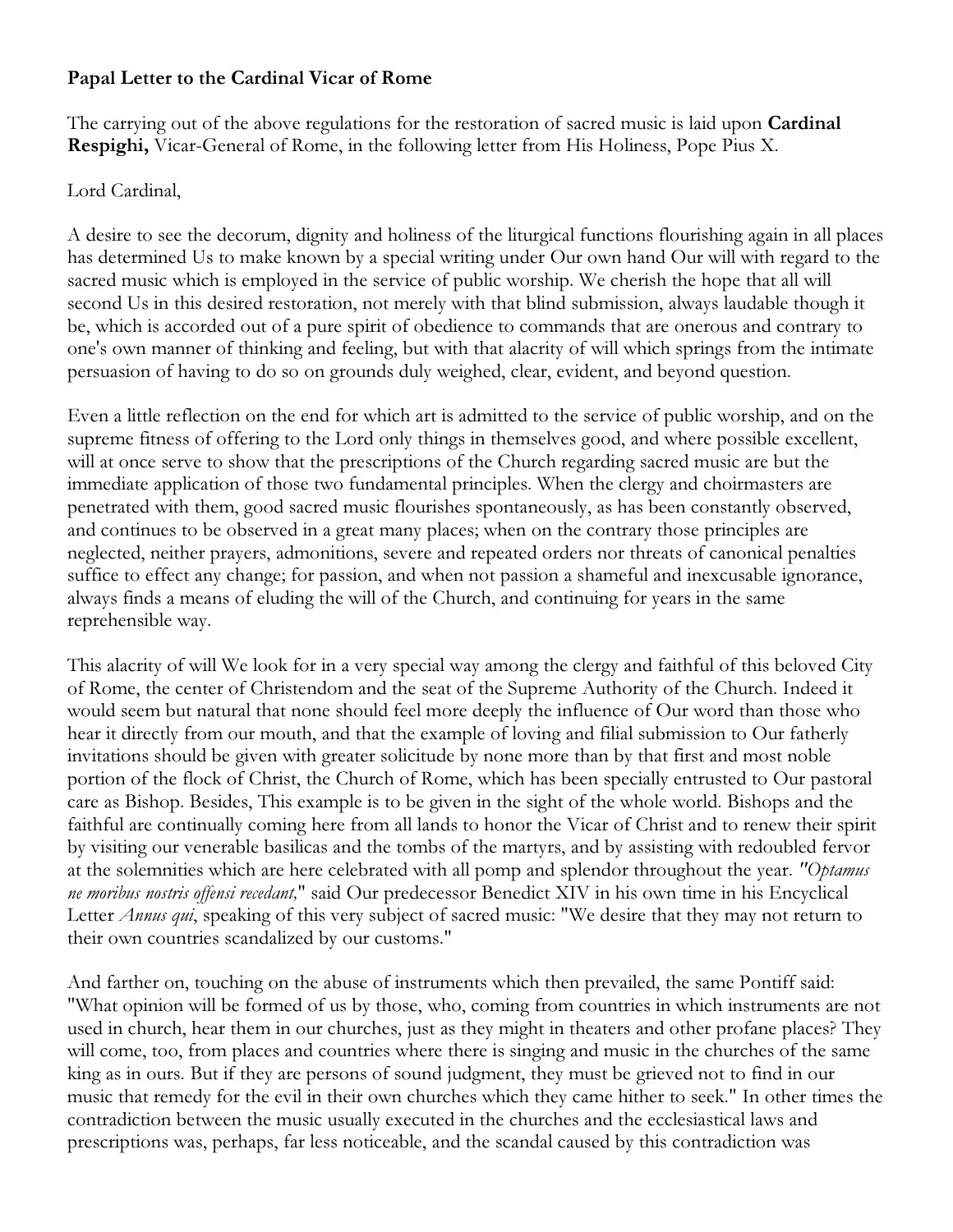**Papal Letter to the Cardinal Vicar of Rome**

The carrying out of the above regulations for the restoration of sacred music is laid upon **Cardinal Respighi,** Vicar-General of Rome, in the following letter from His Holiness, Pope Pius X.

Lord Cardinal,

A desire to see the decorum, dignity and holiness of the liturgical functions flourishing again in all places has determined Us to make known by a special writing under Our own hand Our will with regard to the sacred music which is employed in the service of public worship. We cherish the hope that all will second Us in this desired restoration, not merely with that blind submission, always laudable though it be, which is accorded out of a pure spirit of obedience to commands that are onerous and contrary to one's own manner of thinking and feeling, but with that alacrity of will which springs from the intimate persuasion of having to do so on grounds duly weighed, clear, evident, and beyond question.

Even a little reflection on the end for which art is admitted to the service of public worship, and on the supreme fitness of offering to the Lord only things in themselves good, and where possible excellent, will at once serve to show that the prescriptions of the Church regarding sacred music are but the immediate application of those two fundamental principles. When the clergy and choirmasters are penetrated with them, good sacred music flourishes spontaneously, as has been constantly observed, and continues to be observed in a great many places; when on the contrary those principles are neglected, neither prayers, admonitions, severe and repeated orders nor threats of canonical penalties suffice to effect any change; for passion, and when not passion a shameful and inexcusable ignorance, always finds a means of eluding the will of the Church, and continuing for years in the same reprehensible way.

This alacrity of will We look for in a very special way among the clergy and faithful of this beloved City of Rome, the center of Christendom and the seat of the Supreme Authority of the Church. Indeed it would seem but natural that none should feel more deeply the influence of Our word than those who hear it directly from our mouth, and that the example of loving and filial submission to Our fatherly invitations should be given with greater solicitude by none more than by that first and most noble portion of the flock of Christ, the Church of Rome, which has been specially entrusted to Our pastoral care as Bishop. Besides, This example is to be given in the sight of the whole world. Bishops and the faithful are continually coming here from all lands to honor the Vicar of Christ and to renew their spirit by visiting our venerable basilicas and the tombs of the martyrs, and by assisting with redoubled fervor at the solemnities which are here celebrated with all pomp and splendor throughout the year. *"Optamus ne moribus nostris offensi recedant,"* said Our predecessor Benedict XIV in his own time in his Encyclical Letter *Annus qui*, speaking of this very subject of sacred music: "We desire that they may not return to their own countries scandalized by our customs."

And farther on, touching on the abuse of instruments which then prevailed, the same Pontiff said: "What opinion will be formed of us by those, who, coming from countries in which instruments are not used in church, hear them in our churches, just as they might in theaters and other profane places? They will come, too, from places and countries where there is singing and music in the churches of the same king as in ours. But if they are persons of sound judgment, they must be grieved not to find in our music that remedy for the evil in their own churches which they came hither to seek." In other times the contradiction between the music usually executed in the churches and the ecclesiastical laws and prescriptions was, perhaps, far less noticeable, and the scandal caused by this contradiction was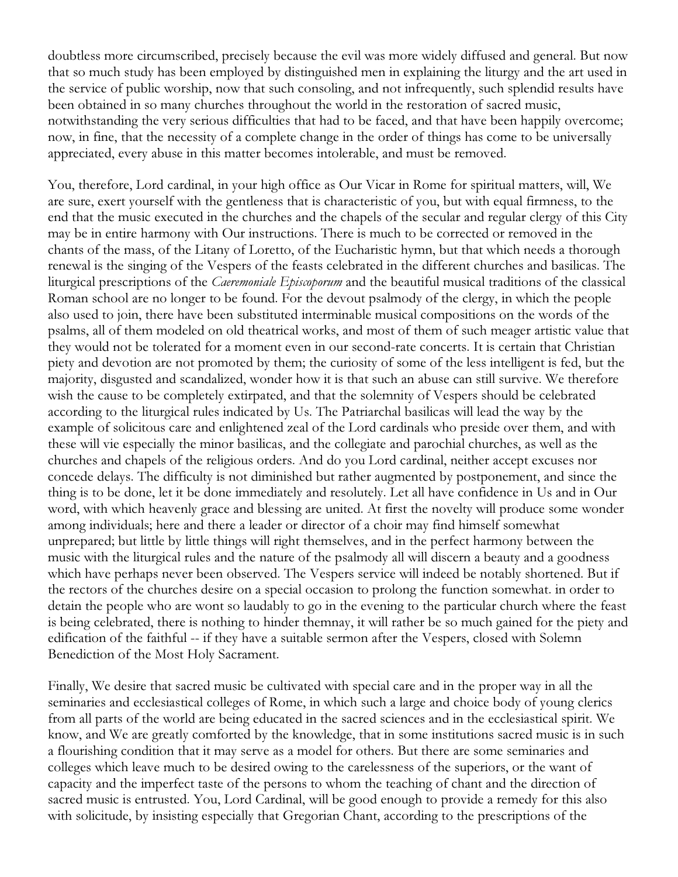doubtless more circumscribed, precisely because the evil was more widely diffused and general. But now that so much study has been employed by distinguished men in explaining the liturgy and the art used in the service of public worship, now that such consoling, and not infrequently, such splendid results have been obtained in so many churches throughout the world in the restoration of sacred music, notwithstanding the very serious difficulties that had to be faced, and that have been happily overcome; now, in fine, that the necessity of a complete change in the order of things has come to be universally appreciated, every abuse in this matter becomes intolerable, and must be removed.

You, therefore, Lord cardinal, in your high office as Our Vicar in Rome for spiritual matters, will, We are sure, exert yourself with the gentleness that is characteristic of you, but with equal firmness, to the end that the music executed in the churches and the chapels of the secular and regular clergy of this City may be in entire harmony with Our instructions. There is much to be corrected or removed in the chants of the mass, of the Litany of Loretto, of the Eucharistic hymn, but that which needs a thorough renewal is the singing of the Vespers of the feasts celebrated in the different churches and basilicas. The liturgical prescriptions of the *Caeremoniale Episcoporum* and the beautiful musical traditions of the classical Roman school are no longer to be found. For the devout psalmody of the clergy, in which the people also used to join, there have been substituted interminable musical compositions on the words of the psalms, all of them modeled on old theatrical works, and most of them of such meager artistic value that they would not be tolerated for a moment even in our second-rate concerts. It is certain that Christian piety and devotion are not promoted by them; the curiosity of some of the less intelligent is fed, but the majority, disgusted and scandalized, wonder how it is that such an abuse can still survive. We therefore wish the cause to be completely extirpated, and that the solemnity of Vespers should be celebrated according to the liturgical rules indicated by Us. The Patriarchal basilicas will lead the way by the example of solicitous care and enlightened zeal of the Lord cardinals who preside over them, and with these will vie especially the minor basilicas, and the collegiate and parochial churches, as well as the churches and chapels of the religious orders. And do you Lord cardinal, neither accept excuses nor concede delays. The difficulty is not diminished but rather augmented by postponement, and since the thing is to be done, let it be done immediately and resolutely. Let all have confidence in Us and in Our word, with which heavenly grace and blessing are united. At first the novelty will produce some wonder among individuals; here and there a leader or director of a choir may find himself somewhat unprepared; but little by little things will right themselves, and in the perfect harmony between the music with the liturgical rules and the nature of the psalmody all will discern a beauty and a goodness which have perhaps never been observed. The Vespers service will indeed be notably shortened. But if the rectors of the churches desire on a special occasion to prolong the function somewhat. in order to detain the people who are wont so laudably to go in the evening to the particular church where the feast is being celebrated, there is nothing to hinder themnay, it will rather be so much gained for the piety and edification of the faithful -- if they have a suitable sermon after the Vespers, closed with Solemn Benediction of the Most Holy Sacrament.

Finally, We desire that sacred music be cultivated with special care and in the proper way in all the seminaries and ecclesiastical colleges of Rome, in which such a large and choice body of young clerics from all parts of the world are being educated in the sacred sciences and in the ecclesiastical spirit. We know, and We are greatly comforted by the knowledge, that in some institutions sacred music is in such a flourishing condition that it may serve as a model for others. But there are some seminaries and colleges which leave much to be desired owing to the carelessness of the superiors, or the want of capacity and the imperfect taste of the persons to whom the teaching of chant and the direction of sacred music is entrusted. You, Lord Cardinal, will be good enough to provide a remedy for this also with solicitude, by insisting especially that Gregorian Chant, according to the prescriptions of the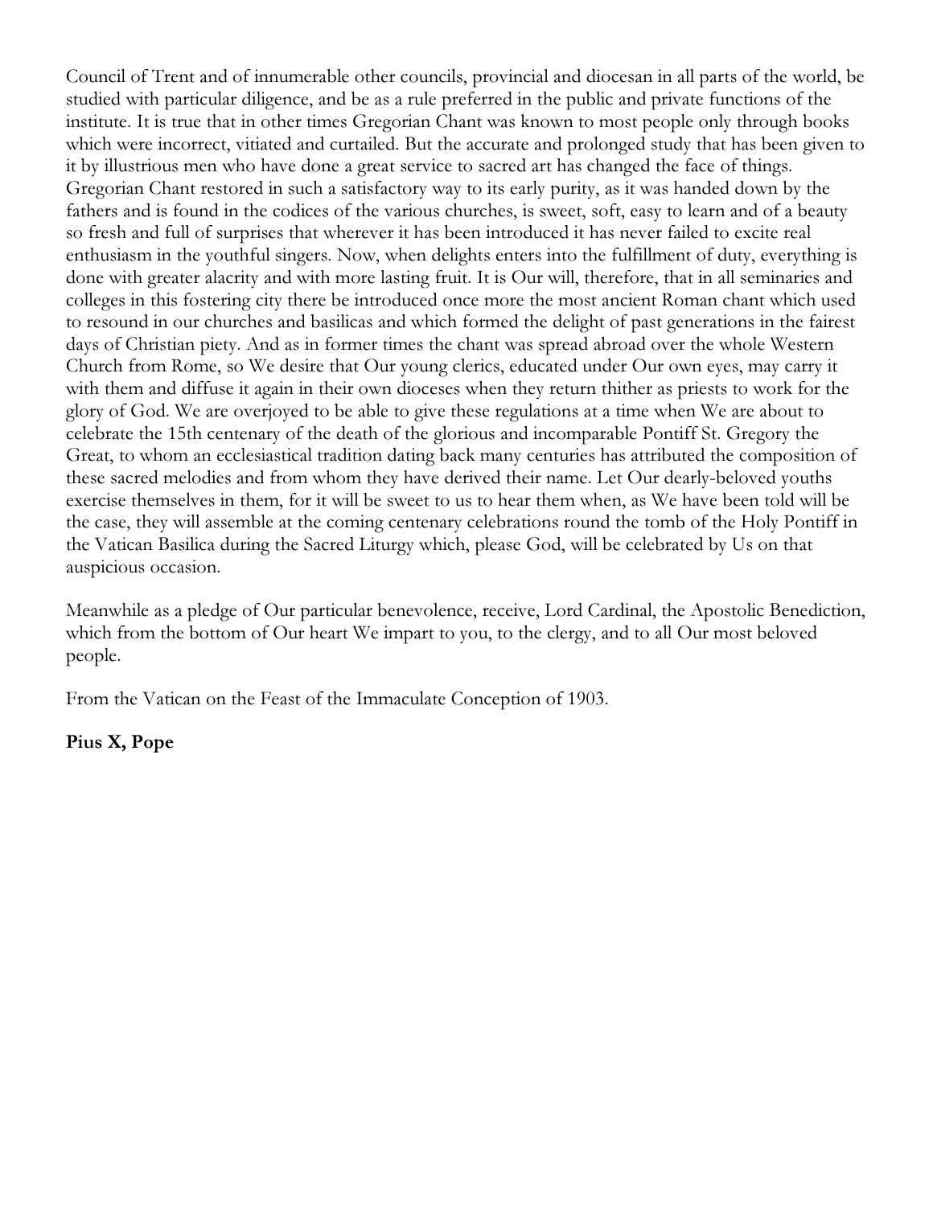Council of Trent and of innumerable other councils, provincial and diocesan in all parts of the world, be studied with particular diligence, and be as a rule preferred in the public and private functions of the institute. It is true that in other times Gregorian Chant was known to most people only through books which were incorrect, vitiated and curtailed. But the accurate and prolonged study that has been given to it by illustrious men who have done a great service to sacred art has changed the face of things. Gregorian Chant restored in such a satisfactory way to its early purity, as it was handed down by the fathers and is found in the codices of the various churches, is sweet, soft, easy to learn and of a beauty so fresh and full of surprises that wherever it has been introduced it has never failed to excite real enthusiasm in the youthful singers. Now, when delights enters into the fulfillment of duty, everything is done with greater alacrity and with more lasting fruit. It is Our will, therefore, that in all seminaries and colleges in this fostering city there be introduced once more the most ancient Roman chant which used to resound in our churches and basilicas and which formed the delight of past generations in the fairest days of Christian piety. And as in former times the chant was spread abroad over the whole Western Church from Rome, so We desire that Our young clerics, educated under Our own eyes, may carry it with them and diffuse it again in their own dioceses when they return thither as priests to work for the glory of God. We are overjoyed to be able to give these regulations at a time when We are about to celebrate the 15th centenary of the death of the glorious and incomparable Pontiff St. Gregory the Great, to whom an ecclesiastical tradition dating back many centuries has attributed the composition of these sacred melodies and from whom they have derived their name. Let Our dearly-beloved youths exercise themselves in them, for it will be sweet to us to hear them when, as We have been told will be the case, they will assemble at the coming centenary celebrations round the tomb of the Holy Pontiff in the Vatican Basilica during the Sacred Liturgy which, please God, will be celebrated by Us on that auspicious occasion.

Meanwhile as a pledge of Our particular benevolence, receive, Lord Cardinal, the Apostolic Benediction, which from the bottom of Our heart We impart to you, to the clergy, and to all Our most beloved people.

From the Vatican on the Feast of the Immaculate Conception of 1903.

**Pius X, Pope**